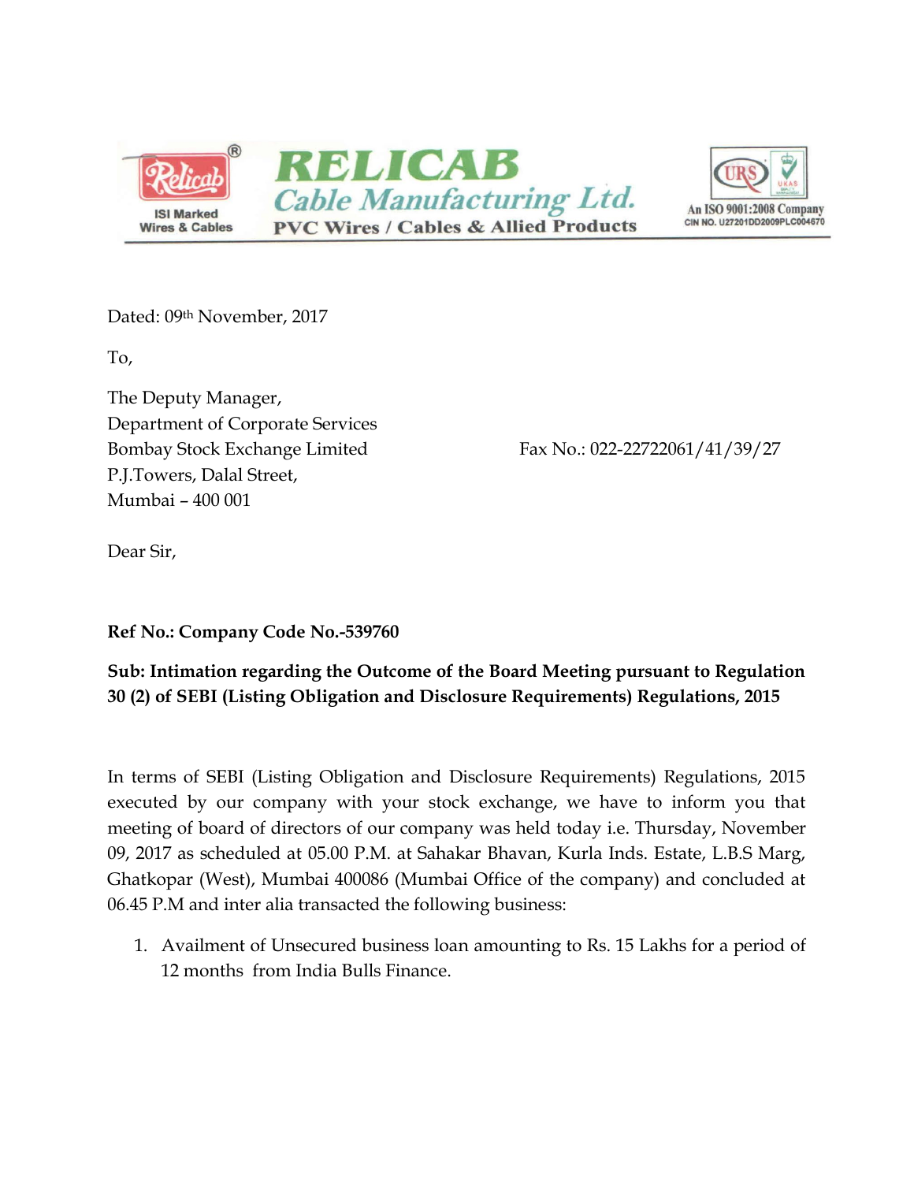**RELICAB**
*Cable Manufacturing Ltd.*
**PVC Wires / Cables & Allied Products**

ISI Marked Wires & Cables

An ISO 9001:2008 Company
CIN NO. U27201DD2009PLC004670

Dated: 09th November, 2017

To,

The Deputy Manager,
Department of Corporate Services
Bombay Stock Exchange Limited
P.J.Towers, Dalal Street,
Mumbai – 400 001

Fax No.: 022-22722061/41/39/27

Dear Sir,

**Ref No.: Company Code No.-539760**

**Sub: Intimation regarding the Outcome of the Board Meeting pursuant to Regulation 30 (2) of SEBI (Listing Obligation and Disclosure Requirements) Regulations, 2015**

In terms of SEBI (Listing Obligation and Disclosure Requirements) Regulations, 2015 executed by our company with your stock exchange, we have to inform you that meeting of board of directors of our company was held today i.e. Thursday, November 09, 2017 as scheduled at 05.00 P.M. at Sahakar Bhavan, Kurla Inds. Estate, L.B.S Marg, Ghatkopar (West), Mumbai 400086 (Mumbai Office of the company) and concluded at 06.45 P.M and inter alia transacted the following business:

1. Availment of Unsecured business loan amounting to Rs. 15 Lakhs for a period of 12 months from India Bulls Finance.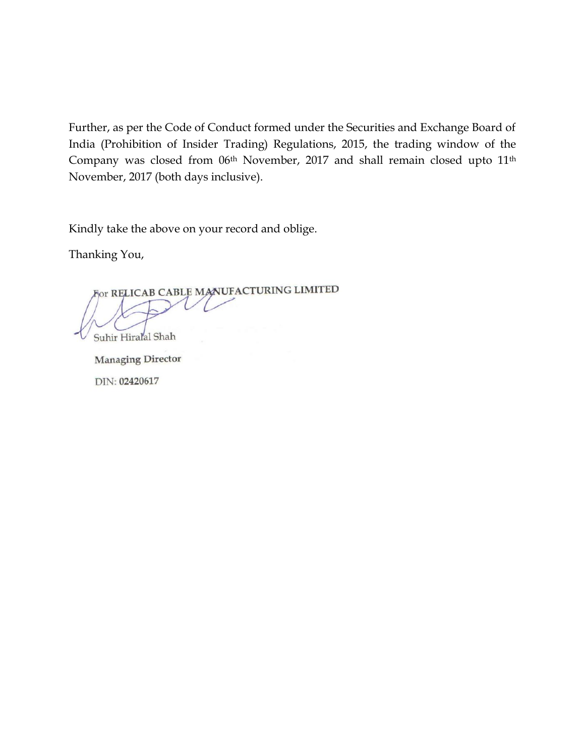Further, as per the Code of Conduct formed under the Securities and Exchange Board of India (Prohibition of Insider Trading) Regulations, 2015, the trading window of the Company was closed from 06th November, 2017 and shall remain closed upto 11th November, 2017 (both days inclusive).

Kindly take the above on your record and oblige.

Thanking You,

For **RELICAB CABLE MANUFACTURING LIMITED**

Suhir Hiralal Shah

**Managing Director**

DIN: **02420617**